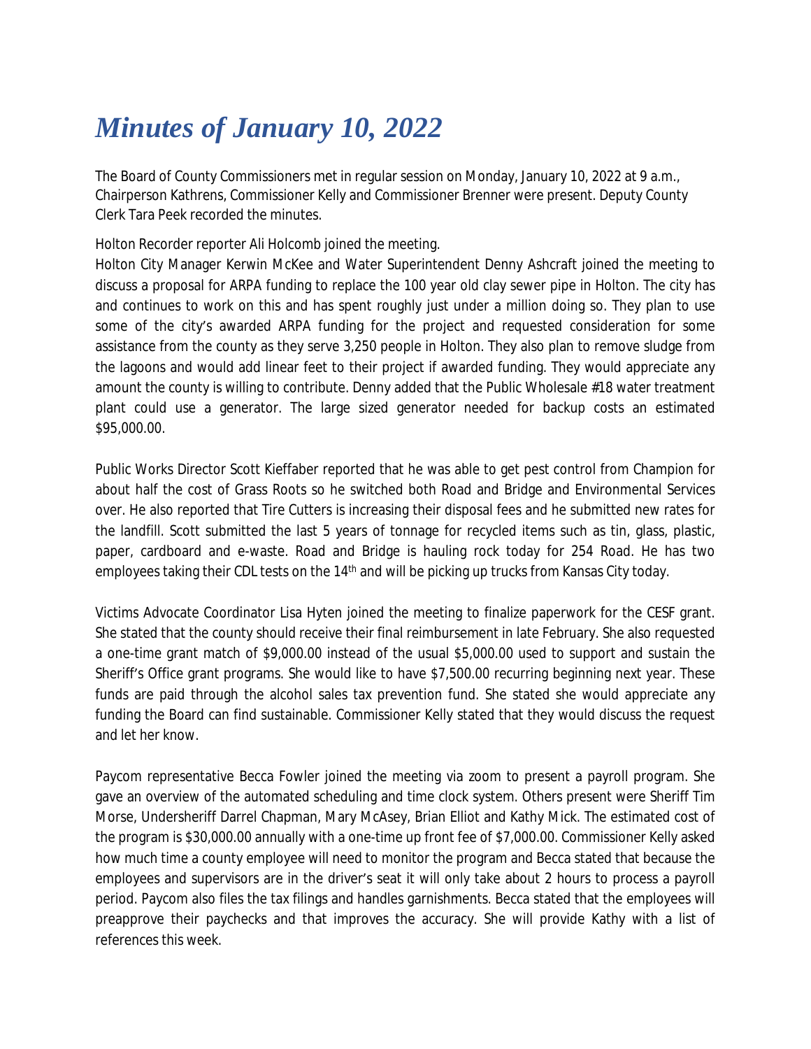# *Minutes of January 10, 2022*

The Board of County Commissioners met in regular session on Monday, January 10, 2022 at 9 a.m., Chairperson Kathrens, Commissioner Kelly and Commissioner Brenner were present. Deputy County Clerk Tara Peek recorded the minutes.

Holton Recorder reporter Ali Holcomb joined the meeting.

Holton City Manager Kerwin McKee and Water Superintendent Denny Ashcraft joined the meeting to discuss a proposal for ARPA funding to replace the 100 year old clay sewer pipe in Holton. The city has and continues to work on this and has spent roughly just under a million doing so. They plan to use some of the city's awarded ARPA funding for the project and requested consideration for some assistance from the county as they serve 3,250 people in Holton. They also plan to remove sludge from the lagoons and would add linear feet to their project if awarded funding. They would appreciate any amount the county is willing to contribute. Denny added that the Public Wholesale #18 water treatment plant could use a generator. The large sized generator needed for backup costs an estimated $95,000.00.

Public Works Director Scott Kieffaber reported that he was able to get pest control from Champion for about half the cost of Grass Roots so he switched both Road and Bridge and Environmental Services over. He also reported that Tire Cutters is increasing their disposal fees and he submitted new rates for the landfill. Scott submitted the last 5 years of tonnage for recycled items such as tin, glass, plastic, paper, cardboard and e-waste. Road and Bridge is hauling rock today for 254 Road. He has two employees taking their CDL tests on the 14th and will be picking up trucks from Kansas City today.

Victims Advocate Coordinator Lisa Hyten joined the meeting to finalize paperwork for the CESF grant. She stated that the county should receive their final reimbursement in late February. She also requested a one-time grant match of $9,000.00 instead of the usual $5,000.00 used to support and sustain the Sheriff's Office grant programs. She would like to have $7,500.00 recurring beginning next year. These funds are paid through the alcohol sales tax prevention fund. She stated she would appreciate any funding the Board can find sustainable. Commissioner Kelly stated that they would discuss the request and let her know.

Paycom representative Becca Fowler joined the meeting via zoom to present a payroll program. She gave an overview of the automated scheduling and time clock system. Others present were Sheriff Tim Morse, Undersheriff Darrel Chapman, Mary McAsey, Brian Elliot and Kathy Mick. The estimated cost of the program is $30,000.00 annually with a one-time up front fee of $7,000.00. Commissioner Kelly asked how much time a county employee will need to monitor the program and Becca stated that because the employees and supervisors are in the driver's seat it will only take about 2 hours to process a payroll period. Paycom also files the tax filings and handles garnishments. Becca stated that the employees will preapprove their paychecks and that improves the accuracy. She will provide Kathy with a list of references this week.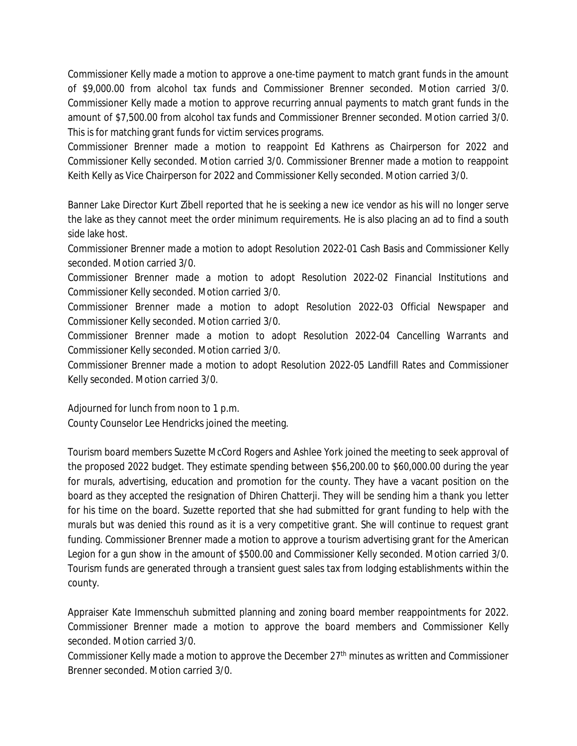Commissioner Kelly made a motion to approve a one-time payment to match grant funds in the amount of $9,000.00 from alcohol tax funds and Commissioner Brenner seconded. Motion carried 3/0. Commissioner Kelly made a motion to approve recurring annual payments to match grant funds in the amount of $7,500.00 from alcohol tax funds and Commissioner Brenner seconded. Motion carried 3/0. This is for matching grant funds for victim services programs.

Commissioner Brenner made a motion to reappoint Ed Kathrens as Chairperson for 2022 and Commissioner Kelly seconded. Motion carried 3/0. Commissioner Brenner made a motion to reappoint Keith Kelly as Vice Chairperson for 2022 and Commissioner Kelly seconded. Motion carried 3/0.

Banner Lake Director Kurt Zibell reported that he is seeking a new ice vendor as his will no longer serve the lake as they cannot meet the order minimum requirements. He is also placing an ad to find a south side lake host.

Commissioner Brenner made a motion to adopt Resolution 2022-01 Cash Basis and Commissioner Kelly seconded. Motion carried 3/0.

Commissioner Brenner made a motion to adopt Resolution 2022-02 Financial Institutions and Commissioner Kelly seconded. Motion carried 3/0.

Commissioner Brenner made a motion to adopt Resolution 2022-03 Official Newspaper and Commissioner Kelly seconded. Motion carried 3/0.

Commissioner Brenner made a motion to adopt Resolution 2022-04 Cancelling Warrants and Commissioner Kelly seconded. Motion carried 3/0.

Commissioner Brenner made a motion to adopt Resolution 2022-05 Landfill Rates and Commissioner Kelly seconded. Motion carried 3/0.

Adjourned for lunch from noon to 1 p.m.

County Counselor Lee Hendricks joined the meeting.

Tourism board members Suzette McCord Rogers and Ashlee York joined the meeting to seek approval of the proposed 2022 budget. They estimate spending between $56,200.00 to $60,000.00 during the year for murals, advertising, education and promotion for the county. They have a vacant position on the board as they accepted the resignation of Dhiren Chatterji. They will be sending him a thank you letter for his time on the board. Suzette reported that she had submitted for grant funding to help with the murals but was denied this round as it is a very competitive grant. She will continue to request grant funding. Commissioner Brenner made a motion to approve a tourism advertising grant for the American Legion for a gun show in the amount of $500.00 and Commissioner Kelly seconded. Motion carried 3/0. Tourism funds are generated through a transient guest sales tax from lodging establishments within the county.

Appraiser Kate Immenschuh submitted planning and zoning board member reappointments for 2022. Commissioner Brenner made a motion to approve the board members and Commissioner Kelly seconded. Motion carried 3/0.

Commissioner Kelly made a motion to approve the December 27th minutes as written and Commissioner Brenner seconded. Motion carried 3/0.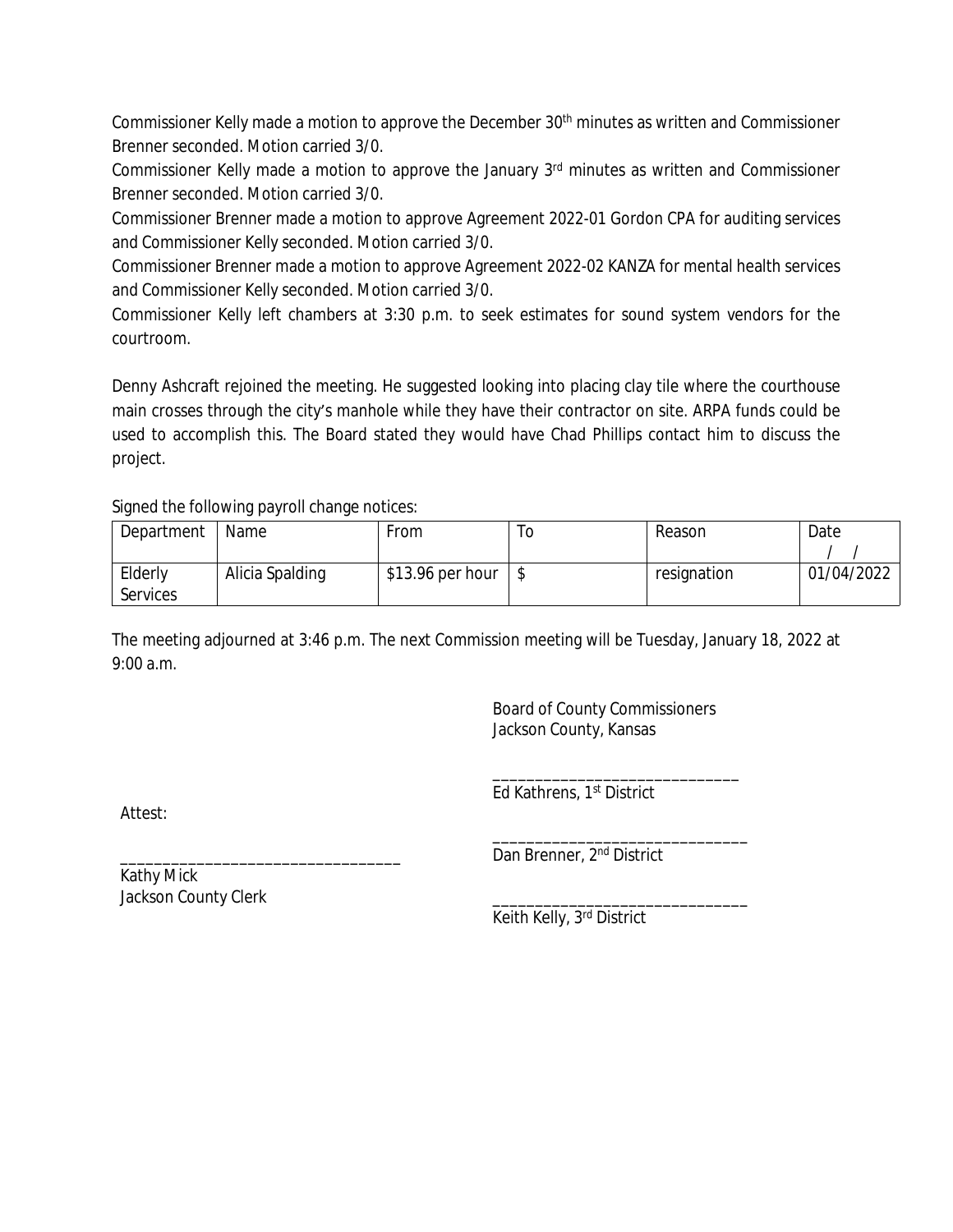Commissioner Kelly made a motion to approve the December 30th minutes as written and Commissioner Brenner seconded. Motion carried 3/0.

Commissioner Kelly made a motion to approve the January 3rd minutes as written and Commissioner Brenner seconded. Motion carried 3/0.

Commissioner Brenner made a motion to approve Agreement 2022-01 Gordon CPA for auditing services and Commissioner Kelly seconded. Motion carried 3/0.

Commissioner Brenner made a motion to approve Agreement 2022-02 KANZA for mental health services and Commissioner Kelly seconded. Motion carried 3/0.

Commissioner Kelly left chambers at 3:30 p.m. to seek estimates for sound system vendors for the courtroom.

Denny Ashcraft rejoined the meeting. He suggested looking into placing clay tile where the courthouse main crosses through the city's manhole while they have their contractor on site. ARPA funds could be used to accomplish this. The Board stated they would have Chad Phillips contact him to discuss the project.

Signed the following payroll change notices:

| Department | Name | From | To | Reason | Date / / |
|---|---|---|---|---|---|
| Elderly Services | Alicia Spalding | $13.96 per hour | $ | resignation | 01/04/2022 |

The meeting adjourned at 3:46 p.m. The next Commission meeting will be Tuesday, January 18, 2022 at 9:00 a.m.

Board of County Commissioners
Jackson County, Kansas

_____________________________
Ed Kathrens, 1st District

Attest:

_____________________________
Dan Brenner, 2nd District

_________________________________
Kathy Mick
Jackson County Clerk

_____________________________
Keith Kelly, 3rd District